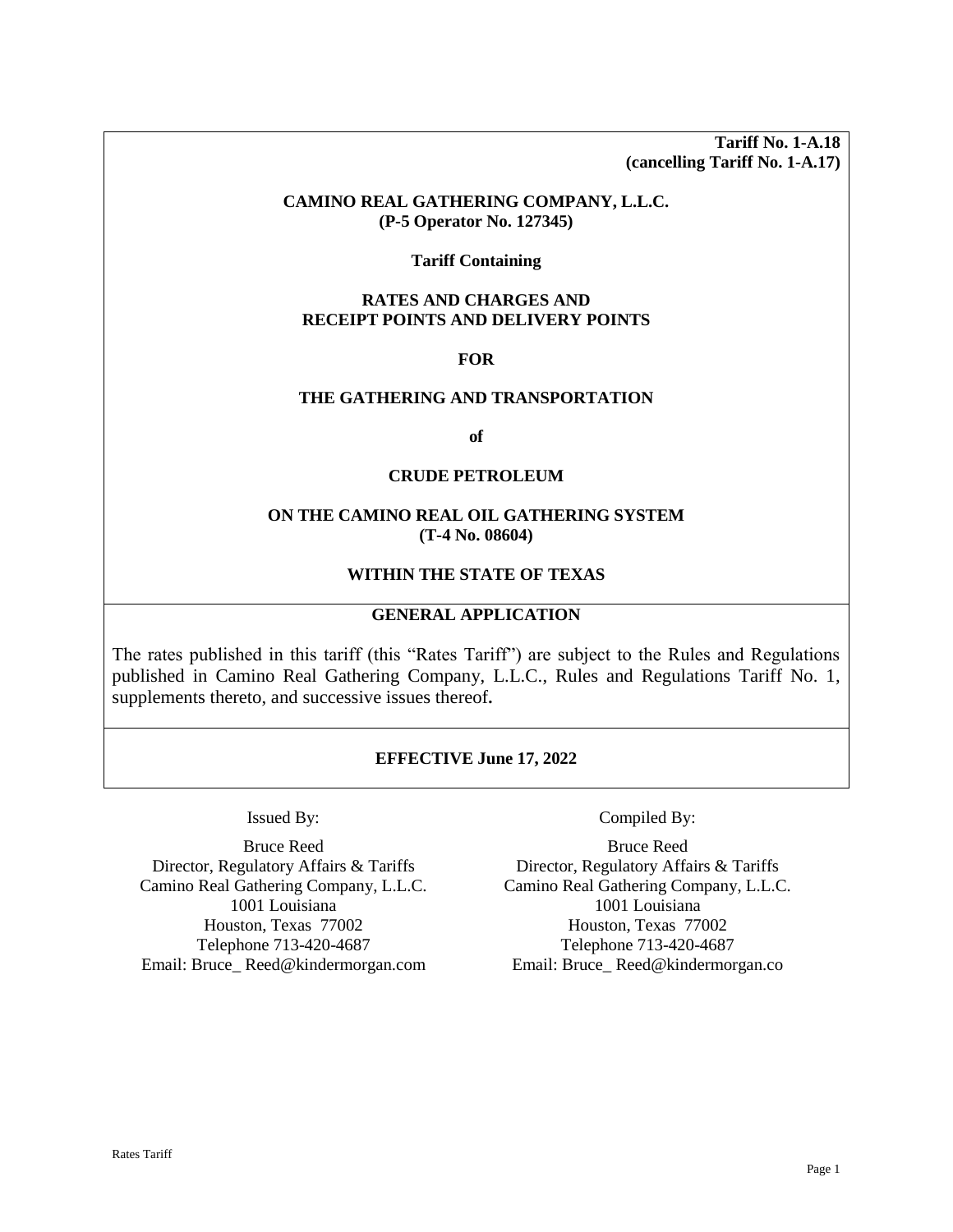**Tariff No. 1-A.18**
**(cancelling Tariff No. 1-A.17)**

**CAMINO REAL GATHERING COMPANY, L.L.C.**
**(P-5 Operator No. 127345)**

**Tariff Containing**

**RATES AND CHARGES AND**
**RECEIPT POINTS AND DELIVERY POINTS**

**FOR**

**THE GATHERING AND TRANSPORTATION**

**of**

**CRUDE PETROLEUM**

**ON THE CAMINO REAL OIL GATHERING SYSTEM**
**(T-4 No. 08604)**

**WITHIN THE STATE OF TEXAS**

## GENERAL APPLICATION

The rates published in this tariff (this "Rates Tariff") are subject to the Rules and Regulations published in Camino Real Gathering Company, L.L.C., Rules and Regulations Tariff No. 1, supplements thereto, and successive issues thereof**.**

**EFFECTIVE June 17, 2022**

Issued By:

Bruce Reed
Director, Regulatory Affairs & Tariffs
Camino Real Gathering Company, L.L.C.
1001 Louisiana
Houston, Texas 77002
Telephone 713-420-4687
Email: Bruce_ Reed@kindermorgan.com

Compiled By:

Bruce Reed
Director, Regulatory Affairs & Tariffs
Camino Real Gathering Company, L.L.C.
1001 Louisiana
Houston, Texas 77002
Telephone 713-420-4687
Email: Bruce_ Reed@kindermorgan.co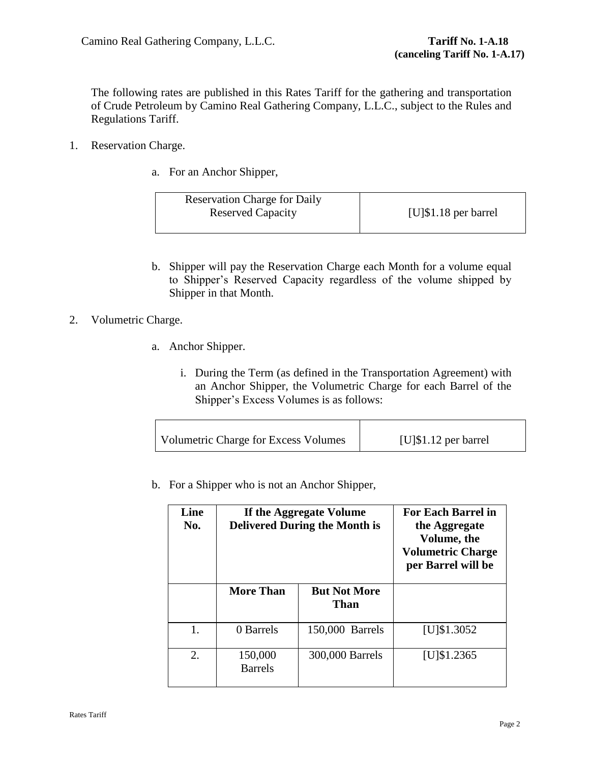Camino Real Gathering Company, L.L.C.

**Tariff No. 1-A.18**
**(canceling Tariff No. 1-A.17)**

The following rates are published in this Rates Tariff for the gathering and transportation of Crude Petroleum by Camino Real Gathering Company, L.L.C., subject to the Rules and Regulations Tariff.

1. Reservation Charge.

   a. For an Anchor Shipper,

| Reservation Charge for Daily Reserved Capacity | [U]$1.18 per barrel |
|---|---|

   b. Shipper will pay the Reservation Charge each Month for a volume equal to Shipper's Reserved Capacity regardless of the volume shipped by Shipper in that Month.

2. Volumetric Charge.

   a. Anchor Shipper.

      i. During the Term (as defined in the Transportation Agreement) with an Anchor Shipper, the Volumetric Charge for each Barrel of the Shipper's Excess Volumes is as follows:

| Volumetric Charge for Excess Volumes | [U]$1.12 per barrel |
|---|---|

   b. For a Shipper who is not an Anchor Shipper,

| **Line No.** | **If the Aggregate Volume Delivered During the Month is** | | **For Each Barrel in the Aggregate Volume, the Volumetric Charge per Barrel will be** |
|---|---|---|---|
| | **More Than** | **But Not More Than** | |
| 1. | 0 Barrels | 150,000 Barrels | [U]$1.3052 |
| 2. | 150,000 Barrels | 300,000 Barrels | [U]$1.2365 |

Rates Tariff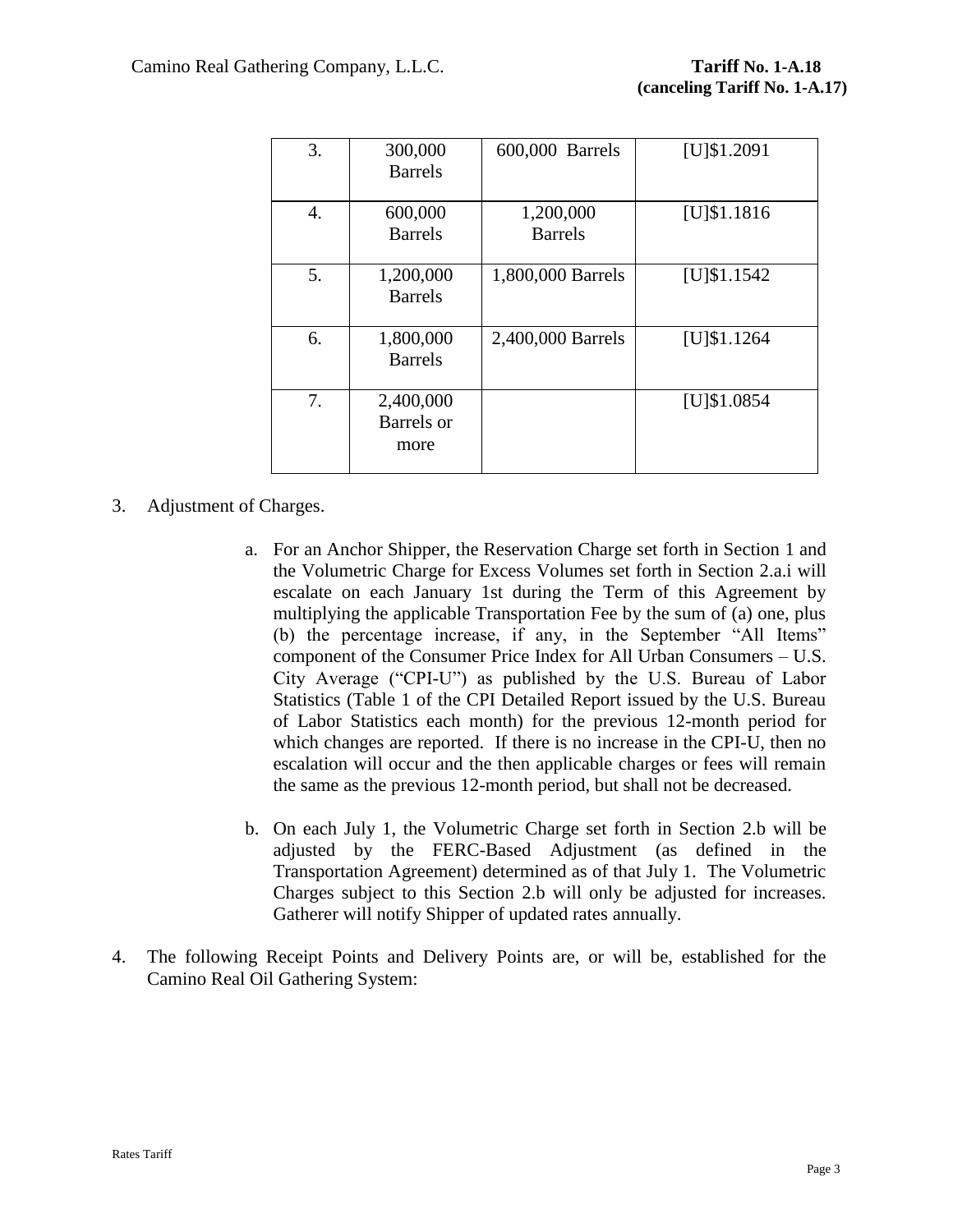| 3. | 300,000 Barrels | 600,000 Barrels | [U]$1.2091 |
|---|---|---|---|
| 4. | 600,000 Barrels | 1,200,000 Barrels | [U]$1.1816 |
| 5. | 1,200,000 Barrels | 1,800,000 Barrels | [U]$1.1542 |
| 6. | 1,800,000 Barrels | 2,400,000 Barrels | [U]$1.1264 |
| 7. | 2,400,000 Barrels or more | | [U]$1.0854 |

3. Adjustment of Charges.

   a. For an Anchor Shipper, the Reservation Charge set forth in Section 1 and the Volumetric Charge for Excess Volumes set forth in Section 2.a.i will escalate on each January 1st during the Term of this Agreement by multiplying the applicable Transportation Fee by the sum of (a) one, plus (b) the percentage increase, if any, in the September "All Items" component of the Consumer Price Index for All Urban Consumers – U.S. City Average ("CPI-U") as published by the U.S. Bureau of Labor Statistics (Table 1 of the CPI Detailed Report issued by the U.S. Bureau of Labor Statistics each month) for the previous 12-month period for which changes are reported. If there is no increase in the CPI-U, then no escalation will occur and the then applicable charges or fees will remain the same as the previous 12-month period, but shall not be decreased.

   b. On each July 1, the Volumetric Charge set forth in Section 2.b will be adjusted by the FERC-Based Adjustment (as defined in the Transportation Agreement) determined as of that July 1. The Volumetric Charges subject to this Section 2.b will only be adjusted for increases. Gatherer will notify Shipper of updated rates annually.

4. The following Receipt Points and Delivery Points are, or will be, established for the Camino Real Oil Gathering System: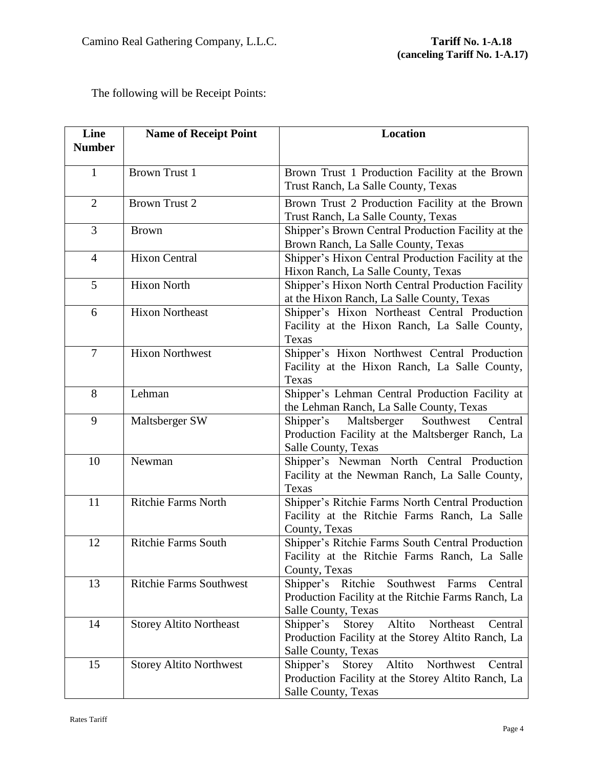Camino Real Gathering Company, L.L.C.

**Tariff No. 1-A.18**
**(canceling Tariff No. 1-A.17)**

The following will be Receipt Points:

| Line Number | Name of Receipt Point | Location |
|---|---|---|
| 1 | Brown Trust 1 | Brown Trust 1 Production Facility at the Brown Trust Ranch, La Salle County, Texas |
| 2 | Brown Trust 2 | Brown Trust 2 Production Facility at the Brown Trust Ranch, La Salle County, Texas |
| 3 | Brown | Shipper's Brown Central Production Facility at the Brown Ranch, La Salle County, Texas |
| 4 | Hixon Central | Shipper's Hixon Central Production Facility at the Hixon Ranch, La Salle County, Texas |
| 5 | Hixon North | Shipper's Hixon North Central Production Facility at the Hixon Ranch, La Salle County, Texas |
| 6 | Hixon Northeast | Shipper's Hixon Northeast Central Production Facility at the Hixon Ranch, La Salle County, Texas |
| 7 | Hixon Northwest | Shipper's Hixon Northwest Central Production Facility at the Hixon Ranch, La Salle County, Texas |
| 8 | Lehman | Shipper's Lehman Central Production Facility at the Lehman Ranch, La Salle County, Texas |
| 9 | Maltsberger SW | Shipper's Maltsberger Southwest Central Production Facility at the Maltsberger Ranch, La Salle County, Texas |
| 10 | Newman | Shipper's Newman North Central Production Facility at the Newman Ranch, La Salle County, Texas |
| 11 | Ritchie Farms North | Shipper's Ritchie Farms North Central Production Facility at the Ritchie Farms Ranch, La Salle County, Texas |
| 12 | Ritchie Farms South | Shipper's Ritchie Farms South Central Production Facility at the Ritchie Farms Ranch, La Salle County, Texas |
| 13 | Ritchie Farms Southwest | Shipper's Ritchie Southwest Farms Central Production Facility at the Ritchie Farms Ranch, La Salle County, Texas |
| 14 | Storey Altito Northeast | Shipper's Storey Altito Northeast Central Production Facility at the Storey Altito Ranch, La Salle County, Texas |
| 15 | Storey Altito Northwest | Shipper's Storey Altito Northwest Central Production Facility at the Storey Altito Ranch, La Salle County, Texas |

Rates Tariff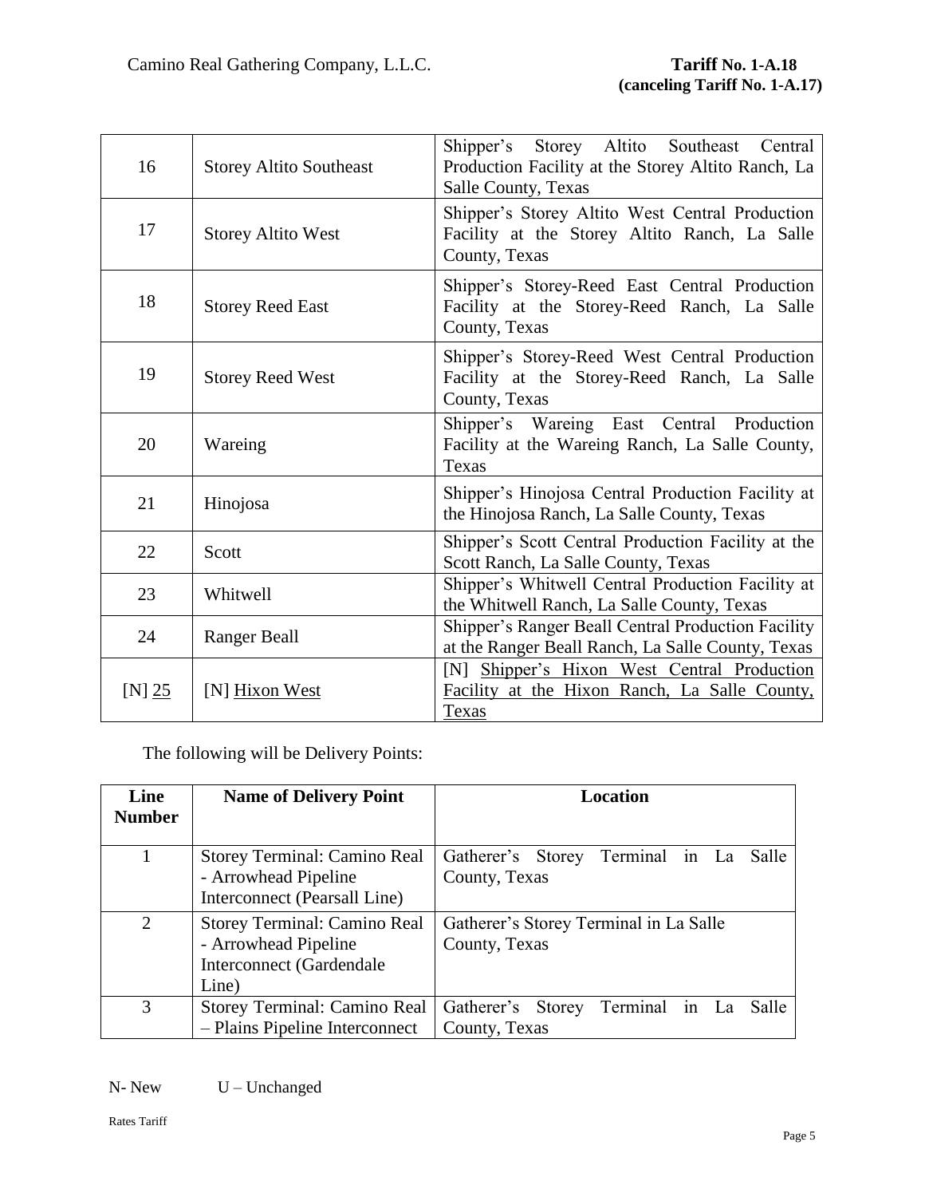| | | |
|---|---|---|
| 16 | Storey Altito Southeast | Shipper's Storey Altito Southeast Central Production Facility at the Storey Altito Ranch, La Salle County, Texas |
| 17 | Storey Altito West | Shipper's Storey Altito West Central Production Facility at the Storey Altito Ranch, La Salle County, Texas |
| 18 | Storey Reed East | Shipper's Storey-Reed East Central Production Facility at the Storey-Reed Ranch, La Salle County, Texas |
| 19 | Storey Reed West | Shipper's Storey-Reed West Central Production Facility at the Storey-Reed Ranch, La Salle County, Texas |
| 20 | Wareing | Shipper's Wareing East Central Production Facility at the Wareing Ranch, La Salle County, Texas |
| 21 | Hinojosa | Shipper's Hinojosa Central Production Facility at the Hinojosa Ranch, La Salle County, Texas |
| 22 | Scott | Shipper's Scott Central Production Facility at the Scott Ranch, La Salle County, Texas |
| 23 | Whitwell | Shipper's Whitwell Central Production Facility at the Whitwell Ranch, La Salle County, Texas |
| 24 | Ranger Beall | Shipper's Ranger Beall Central Production Facility at the Ranger Beall Ranch, La Salle County, Texas |
| [N] 25 | [N] Hixon West | [N] Shipper's Hixon West Central Production Facility at the Hixon Ranch, La Salle County, Texas |

The following will be Delivery Points:

| Line Number | Name of Delivery Point | Location |
|---|---|---|
| 1 | Storey Terminal: Camino Real - Arrowhead Pipeline Interconnect (Pearsall Line) | Gatherer's Storey Terminal in La Salle County, Texas |
| 2 | Storey Terminal: Camino Real - Arrowhead Pipeline Interconnect (Gardendale Line) | Gatherer's Storey Terminal in La Salle County, Texas |
| 3 | Storey Terminal: Camino Real – Plains Pipeline Interconnect | Gatherer's Storey Terminal in La Salle County, Texas |

N- New U – Unchanged